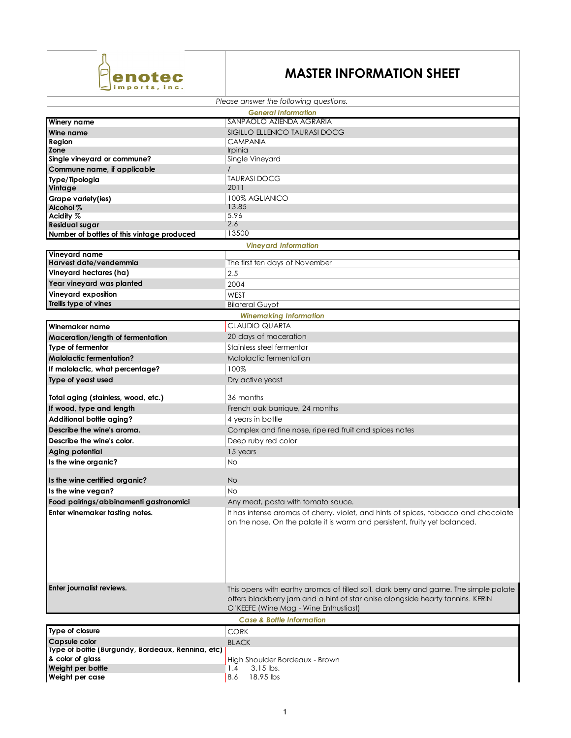enotec imports, inc.

# MASTER INFORMATION SHEET

*Please answer the following questions.*

| *General Information* | |
|---|---|
| **Winery name** | SANPAOLO AZIENDA AGRARIA |
| **Wine name** | SIGILLO ELLENICO TAURASI DOCG |
| **Region** | CAMPANIA |
| **Zone** | Irpinia |
| **Single vineyard or commune?** | Single Vineyard |
| **Commune name, if applicable** | / |
| **Type/Tipologia** | TAURASI DOCG |
| **Vintage** | 2011 |
| **Grape variety(ies)** | 100% AGLIANICO |
| **Alcohol %** | 13.85 |
| **Acidity %** | 5.96 |
| **Residual sugar** | 2.6 |
| **Number of bottles of this vintage produced** | 13500 |

| *Vineyard Information* | |
|---|---|
| **Vineyard name** | |
| **Harvest date/vendemmia** | The first ten days of November |
| **Vineyard hectares (ha)** | 2.5 |
| **Year vineyard was planted** | 2004 |
| **Vineyard exposition** | WEST |
| **Trellis type of vines** | Bilateral Guyot |

| *Winemaking Information* | |
|---|---|
| **Winemaker name** | CLAUDIO QUARTA |
| **Maceration/length of fermentation** | 20 days of maceration |
| **Type of fermentor** | Stainless steel fermentor |
| **Malolactic fermentation?** | Malolactic fermentation |
| **If malolactic, what percentage?** | 100% |
| **Type of yeast used** | Dry active yeast |
| **Total aging (stainless, wood, etc.)** | 36 months |
| **If wood, type and length** | French oak barrique, 24 months |
| **Additional bottle aging?** | 4 years in bottle |
| **Describe the wine's aroma.** | Complex and fine nose, ripe red fruit and spices notes |
| **Describe the wine's color.** | Deep ruby red color |
| **Aging potential** | 15 years |
| **Is the wine organic?** | No |
| **Is the wine certified organic?** | No |
| **Is the wine vegan?** | No |
| **Food pairings/abbinamenti gastronomici** | Any meat, pasta with tomato sauce. |
| **Enter winemaker tasting notes.** | It has intense aromas of cherry, violet, and hints of spices, tobacco and chocolate on the nose. On the palate it is warm and persistent, fruity yet balanced. |
| **Enter journalist reviews.** | This opens with earthy aromas of tilled soil, dark berry and game. The simple palate offers blackberry jam and a hint of star anise alongside hearty tannins. KERIN O'KEEFE (Wine Mag - Wine Enthusiast) |

| *Case & Bottle Information* | |
|---|---|
| **Type of closure** | CORK |
| **Capsule color** | BLACK |
| **Type of bottle (Burgundy, Bordeaux, Rennina, etc) & color of glass** | High Shoulder Bordeaux - Brown |
| **Weight per bottle** | 1.4 3.15 lbs. |
| **Weight per case** | 8.6 18.95 lbs |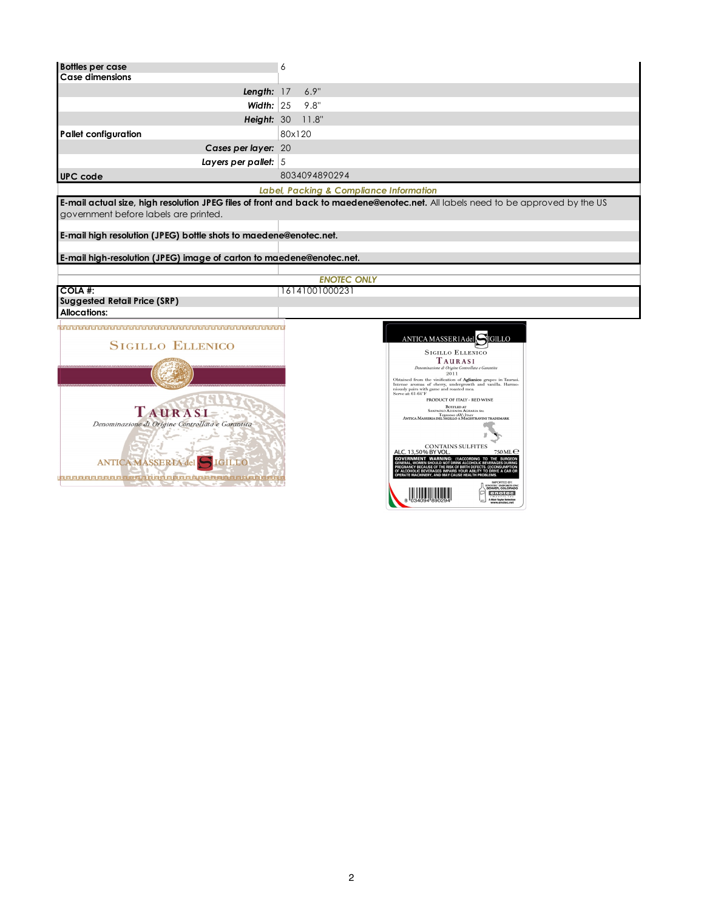| | |
|---|---|
| **Bottles per case** | 6 |
| **Case dimensions** | |
| ***Length:*** | 17 6.9" |
| ***Width:*** | 25 9.8" |
| ***Height:*** | 30 11.8" |
| **Pallet configuration** | 80x120 |
| ***Cases per layer:*** | 20 |
| ***Layers per pallet:*** | 5 |
| **UPC code** | 8034094890294 |

*Label, Packing & Compliance Information*

**E-mail actual size, high resolution JPEG files of front and back to maedene@enotec.net.** All labels need to be approved by the US government before labels are printed.

**E-mail high resolution (JPEG) bottle shots to maedene@enotec.net.**

**E-mail high-resolution (JPEG) image of carton to maedene@enotec.net.**

*ENOTEC ONLY*

| | |
|---|---|
| **COLA #:** | 16141001000231 |
| **Suggested Retail Price (SRP)** | |
| **Allocations:** | |

SIGILLO ELLENICO

TAURASI

Denominazione di Origine Controllata e Garantita

ANTICA MASSERIA del SIGILLO

ANTICA MASSERIA del SIGILLO

SIGILLO ELLENICO

TAURASI

Denominazione di Origine Controllata e Garantita

2011

Obtained from the vinification of Aglianico grapes in Taurasi. Intense aromas of cherry, undergrowth and vanilla. Harmoniously pairs with game and roasted meat. Serve at: 61-64°F

PRODUCT OF ITALY - RED WINE

BOTTLED AT SANPAOLO AZIENDA AGRARIA SRL TORRIONI (AV) ITALY ANTICA MASSERIA DEL SIGILLO A MAGISTRAVINI TRADEMARK

CONTAINS SULFITES

ALC. 13,50% BY VOL. 750 ML ℮

GOVERNMENT WARNING: (1)ACCORDING TO THE SURGEON GENERAL, WOMEN SHOULD NOT DRINK ALCOHOLIC BEVERAGES DURING PREGNANCY BECAUSE OF THE RISK OF BIRTH DEFECTS. (2)CONSUMPTION OF ALCOHOLIC BEVERAGES IMPAIRS YOUR ABILITY TO DRIVE A CAR OR OPERATE MACHINERY, AND MAY CAUSE HEALTH PROBLEMS.

IMPORTED BY: ENOTEC IMPORTS INC DENVER, COLORADO

enotec

A Marc Taylor Selection www.enotec.net

8 034094 890294